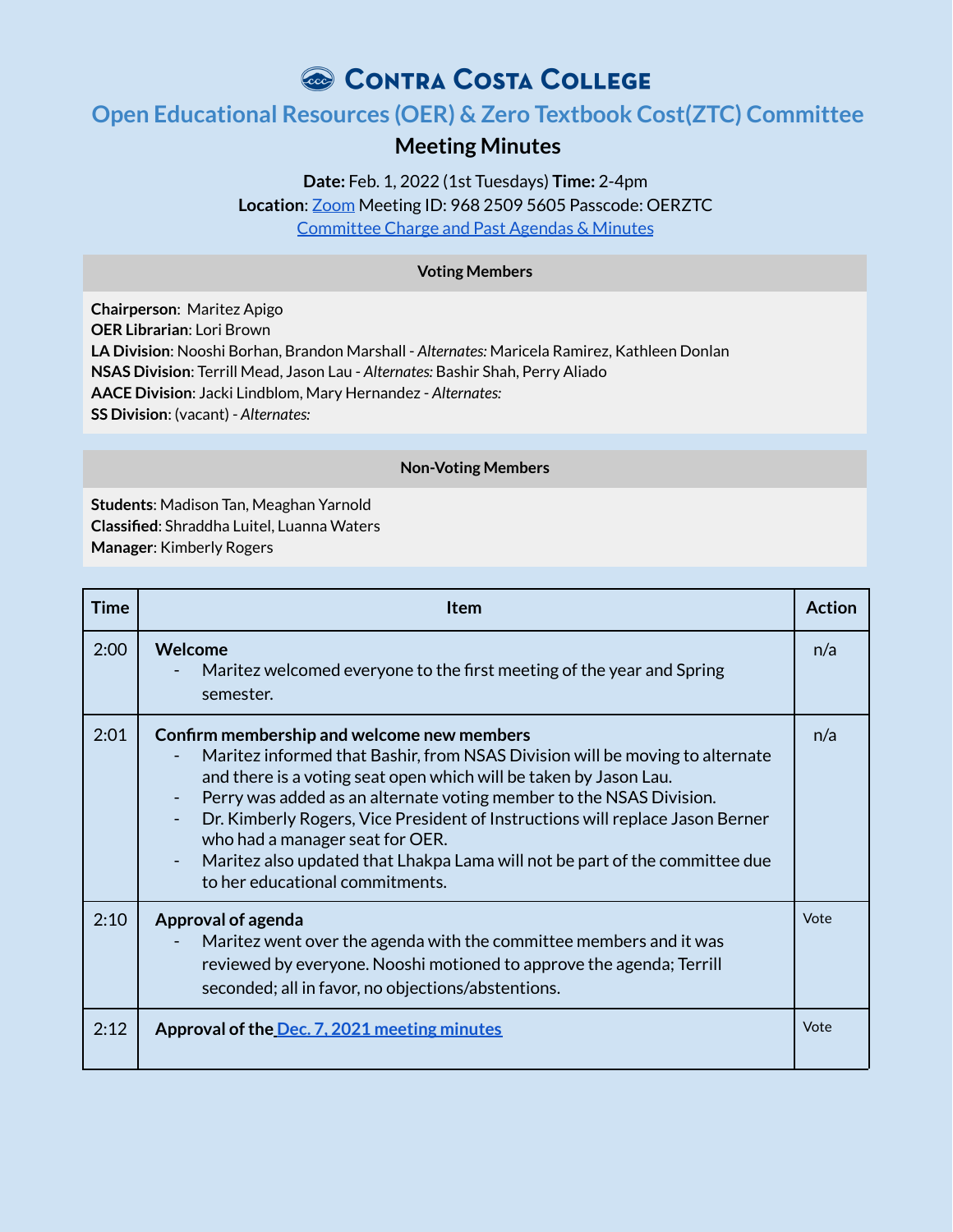# Contra Costa College

## Open Educational Resources (OER) & Zero Textbook Cost(ZTC) Committee

### Meeting Minutes

**Date:** Feb. 1, 2022 (1st Tuesdays) **Time:** 2-4pm
**Location**: Zoom Meeting ID: 968 2509 5605 Passcode: OERZTC
Committee Charge and Past Agendas & Minutes

| Voting Members |
|---|
| **Chairperson**: Maritez Apigo<br>**OER Librarian**: Lori Brown<br>**LA Division**: Nooshi Borhan, Brandon Marshall - *Alternates:* Maricela Ramirez, Kathleen Donlan<br>**NSAS Division**: Terrill Mead, Jason Lau - *Alternates:* Bashir Shah, Perry Aliado<br>**AACE Division**: Jacki Lindblom, Mary Hernandez - *Alternates:*<br>**SS Division**: (vacant) - *Alternates:* |

| Non-Voting Members |
|---|
| **Students**: Madison Tan, Meaghan Yarnold<br>**Classified**: Shraddha Luitel, Luanna Waters<br>**Manager**: Kimberly Rogers |

| Time | Item | Action |
|---|---|---|
| 2:00 | **Welcome**<br>- Maritez welcomed everyone to the first meeting of the year and Spring semester. | n/a |
| 2:01 | **Confirm membership and welcome new members**<br>- Maritez informed that Bashir, from NSAS Division will be moving to alternate and there is a voting seat open which will be taken by Jason Lau.<br>- Perry was added as an alternate voting member to the NSAS Division.<br>- Dr. Kimberly Rogers, Vice President of Instructions will replace Jason Berner who had a manager seat for OER.<br>- Maritez also updated that Lhakpa Lama will not be part of the committee due to her educational commitments. | n/a |
| 2:10 | **Approval of agenda**<br>- Maritez went over the agenda with the committee members and it was reviewed by everyone. Nooshi motioned to approve the agenda; Terrill seconded; all in favor, no objections/abstentions. | Vote |
| 2:12 | **Approval of the Dec. 7, 2021 meeting minutes** | Vote |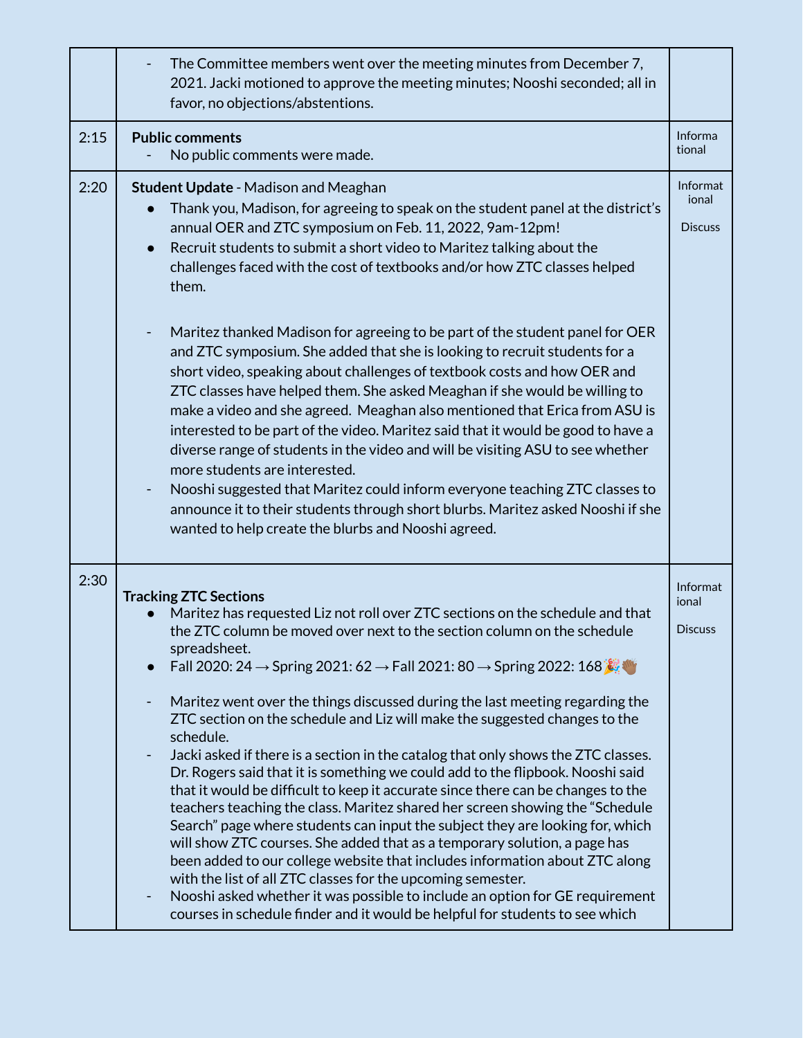| | | |
|---|---|---|
| | - The Committee members went over the meeting minutes from December 7, 2021. Jacki motioned to approve the meeting minutes; Nooshi seconded; all in favor, no objections/abstentions. | |
| 2:15 | **Public comments**<br>- No public comments were made. | Informational |
| 2:20 | **Student Update** - Madison and Meaghan<br>● Thank you, Madison, for agreeing to speak on the student panel at the district's annual OER and ZTC symposium on Feb. 11, 2022, 9am-12pm!<br>● Recruit students to submit a short video to Maritez talking about the challenges faced with the cost of textbooks and/or how ZTC classes helped them.<br><br>- Maritez thanked Madison for agreeing to be part of the student panel for OER and ZTC symposium. She added that she is looking to recruit students for a short video, speaking about challenges of textbook costs and how OER and ZTC classes have helped them. She asked Meaghan if she would be willing to make a video and she agreed. Meaghan also mentioned that Erica from ASU is interested to be part of the video. Maritez said that it would be good to have a diverse range of students in the video and will be visiting ASU to see whether more students are interested.<br>- Nooshi suggested that Maritez could inform everyone teaching ZTC classes to announce it to their students through short blurbs. Maritez asked Nooshi if she wanted to help create the blurbs and Nooshi agreed. | Informational<br><br>Discuss |
| 2:30 | **Tracking ZTC Sections**<br>● Maritez has requested Liz not roll over ZTC sections on the schedule and that the ZTC column be moved over next to the section column on the schedule spreadsheet.<br>● Fall 2020: 24 → Spring 2021: 62 → Fall 2021: 80 → Spring 2022: 168 🎉👏🏾<br><br>- Maritez went over the things discussed during the last meeting regarding the ZTC section on the schedule and Liz will make the suggested changes to the schedule.<br>- Jacki asked if there is a section in the catalog that only shows the ZTC classes. Dr. Rogers said that it is something we could add to the flipbook. Nooshi said that it would be difficult to keep it accurate since there can be changes to the teachers teaching the class. Maritez shared her screen showing the "Schedule Search" page where students can input the subject they are looking for, which will show ZTC courses. She added that as a temporary solution, a page has been added to our college website that includes information about ZTC along with the list of all ZTC classes for the upcoming semester.<br>- Nooshi asked whether it was possible to include an option for GE requirement courses in schedule finder and it would be helpful for students to see which | Informational<br><br>Discuss |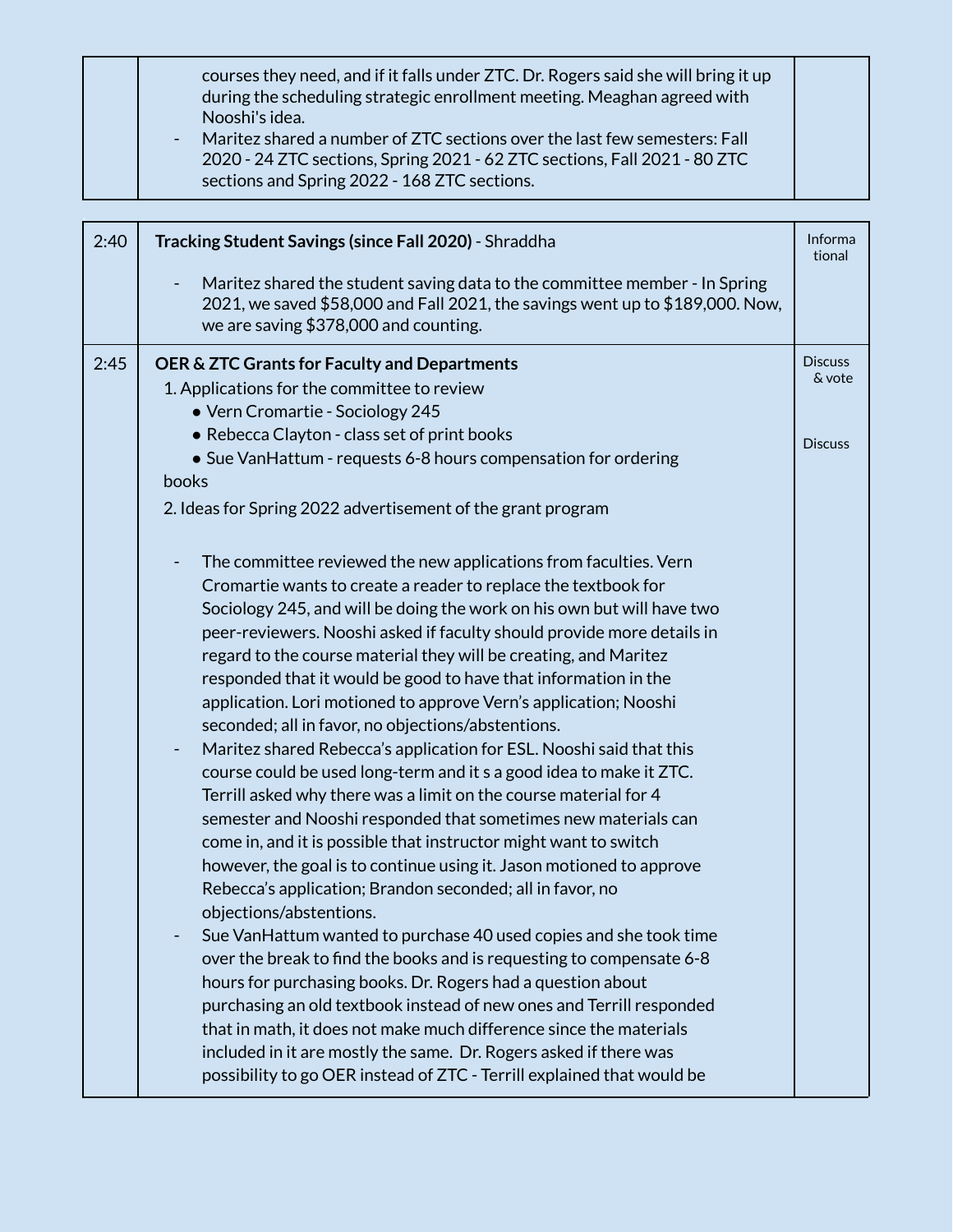| | | |
|---|---|---|
| | courses they need, and if it falls under ZTC. Dr. Rogers said she will bring it up during the scheduling strategic enrollment meeting. Meaghan agreed with Nooshi's idea.<br>- Maritez shared a number of ZTC sections over the last few semesters: Fall 2020 - 24 ZTC sections, Spring 2021 - 62 ZTC sections, Fall 2021 - 80 ZTC sections and Spring 2022 - 168 ZTC sections. | |

| | | |
|---|---|---|
| 2:40 | **Tracking Student Savings (since Fall 2020)** - Shraddha<br><br>- Maritez shared the student saving data to the committee member - In Spring 2021, we saved $58,000 and Fall 2021, the savings went up to $189,000. Now, we are saving $378,000 and counting. | Informational |
| 2:45 | **OER & ZTC Grants for Faculty and Departments**<br>1. Applications for the committee to review<br>• Vern Cromartie - Sociology 245<br>• Rebecca Clayton - class set of print books<br>• Sue VanHattum - requests 6-8 hours compensation for ordering books<br>2. Ideas for Spring 2022 advertisement of the grant program<br><br>- The committee reviewed the new applications from faculties. Vern Cromartie wants to create a reader to replace the textbook for Sociology 245, and will be doing the work on his own but will have two peer-reviewers. Nooshi asked if faculty should provide more details in regard to the course material they will be creating, and Maritez responded that it would be good to have that information in the application. Lori motioned to approve Vern's application; Nooshi seconded; all in favor, no objections/abstentions.<br>- Maritez shared Rebecca's application for ESL. Nooshi said that this course could be used long-term and it s a good idea to make it ZTC. Terrill asked why there was a limit on the course material for 4 semester and Nooshi responded that sometimes new materials can come in, and it is possible that instructor might want to switch however, the goal is to continue using it. Jason motioned to approve Rebecca's application; Brandon seconded; all in favor, no objections/abstentions.<br>- Sue VanHattum wanted to purchase 40 used copies and she took time over the break to find the books and is requesting to compensate 6-8 hours for purchasing books. Dr. Rogers had a question about purchasing an old textbook instead of new ones and Terrill responded that in math, it does not make much difference since the materials included in it are mostly the same. Dr. Rogers asked if there was possibility to go OER instead of ZTC - Terrill explained that would be | Discuss & vote<br><br>Discuss |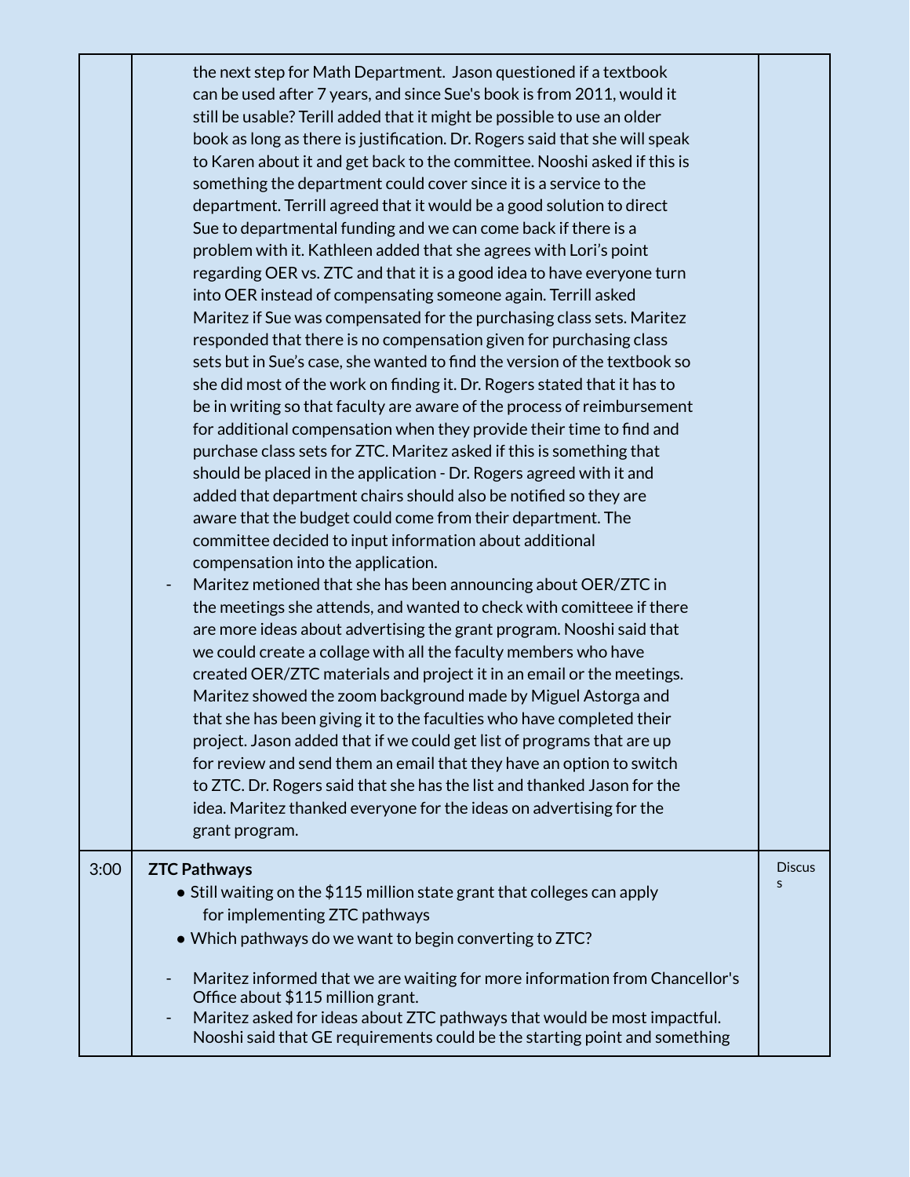| | | |
|---|---|---|
| | the next step for Math Department. Jason questioned if a textbook can be used after 7 years, and since Sue's book is from 2011, would it still be usable? Terill added that it might be possible to use an older book as long as there is justification. Dr. Rogers said that she will speak to Karen about it and get back to the committee. Nooshi asked if this is something the department could cover since it is a service to the department. Terrill agreed that it would be a good solution to direct Sue to departmental funding and we can come back if there is a problem with it. Kathleen added that she agrees with Lori's point regarding OER vs. ZTC and that it is a good idea to have everyone turn into OER instead of compensating someone again. Terrill asked Maritez if Sue was compensated for the purchasing class sets. Maritez responded that there is no compensation given for purchasing class sets but in Sue's case, she wanted to find the version of the textbook so she did most of the work on finding it. Dr. Rogers stated that it has to be in writing so that faculty are aware of the process of reimbursement for additional compensation when they provide their time to find and purchase class sets for ZTC. Maritez asked if this is something that should be placed in the application - Dr. Rogers agreed with it and added that department chairs should also be notified so they are aware that the budget could come from their department. The committee decided to input information about additional compensation into the application.<br>- Maritez metioned that she has been announcing about OER/ZTC in the meetings she attends, and wanted to check with comitteee if there are more ideas about advertising the grant program. Nooshi said that we could create a collage with all the faculty members who have created OER/ZTC materials and project it in an email or the meetings. Maritez showed the zoom background made by Miguel Astorga and that she has been giving it to the faculties who have completed their project. Jason added that if we could get list of programs that are up for review and send them an email that they have an option to switch to ZTC. Dr. Rogers said that she has the list and thanked Jason for the idea. Maritez thanked everyone for the ideas on advertising for the grant program. | |
| 3:00 | **ZTC Pathways**<br>• Still waiting on the $115 million state grant that colleges can apply for implementing ZTC pathways<br>• Which pathways do we want to begin converting to ZTC?<br><br>- Maritez informed that we are waiting for more information from Chancellor's Office about $115 million grant.<br>- Maritez asked for ideas about ZTC pathways that would be most impactful. Nooshi said that GE requirements could be the starting point and something | Discuss |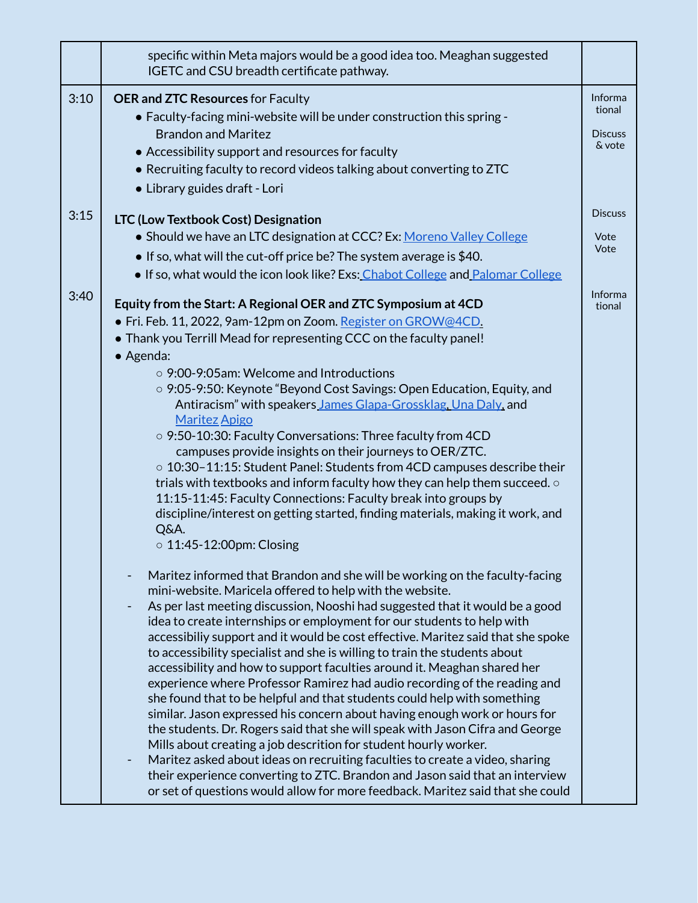| | | |
|---|---|---|
| | specific within Meta majors would be a good idea too. Meaghan suggested IGETC and CSU breadth certificate pathway. | |
| 3:10<br><br><br><br><br><br>3:15<br><br><br><br><br>3:40 | **OER and ZTC Resources** for Faculty<br>• Faculty-facing mini-website will be under construction this spring - Brandon and Maritez<br>• Accessibility support and resources for faculty<br>• Recruiting faculty to record videos talking about converting to ZTC<br>• Library guides draft - Lori<br><br>**LTC (Low Textbook Cost) Designation**<br>• Should we have an LTC designation at CCC? Ex: Moreno Valley College<br>• If so, what will the cut-off price be? The system average is $40.<br>• If so, what would the icon look like? Exs: Chabot College and Palomar College<br><br>**Equity from the Start: A Regional OER and ZTC Symposium at 4CD**<br>• Fri. Feb. 11, 2022, 9am-12pm on Zoom. Register on GROW@4CD.<br>• Thank you Terrill Mead for representing CCC on the faculty panel!<br>• Agenda:<br>○ 9:00-9:05am: Welcome and Introductions<br>○ 9:05-9:50: Keynote "Beyond Cost Savings: Open Education, Equity, and Antiracism" with speakers James Glapa-Grossklag, Una Daly, and Maritez Apigo<br>○ 9:50-10:30: Faculty Conversations: Three faculty from 4CD campuses provide insights on their journeys to OER/ZTC.<br>○ 10:30–11:15: Student Panel: Students from 4CD campuses describe their trials with textbooks and inform faculty how they can help them succeed.<br>○ 11:15-11:45: Faculty Connections: Faculty break into groups by discipline/interest on getting started, finding materials, making it work, and Q&A.<br>○ 11:45-12:00pm: Closing<br><br>- Maritez informed that Brandon and she will be working on the faculty-facing mini-website. Maricela offered to help with the website.<br>- As per last meeting discussion, Nooshi had suggested that it would be a good idea to create internships or employment for our students to help with accessibiliy support and it would be cost effective. Maritez said that she spoke to accessibility specialist and she is willing to train the students about accessibility and how to support faculties around it. Meaghan shared her experience where Professor Ramirez had audio recording of the reading and she found that to be helpful and that students could help with something similar. Jason expressed his concern about having enough work or hours for the students. Dr. Rogers said that she will speak with Jason Cifra and George Mills about creating a job descrition for student hourly worker.<br>- Maritez asked about ideas on recruiting faculties to create a video, sharing their experience converting to ZTC. Brandon and Jason said that an interview or set of questions would allow for more feedback. Maritez said that she could | Informational<br><br>Discuss & vote<br><br><br><br><br>Discuss<br><br>Vote<br>Vote<br><br><br>Informational |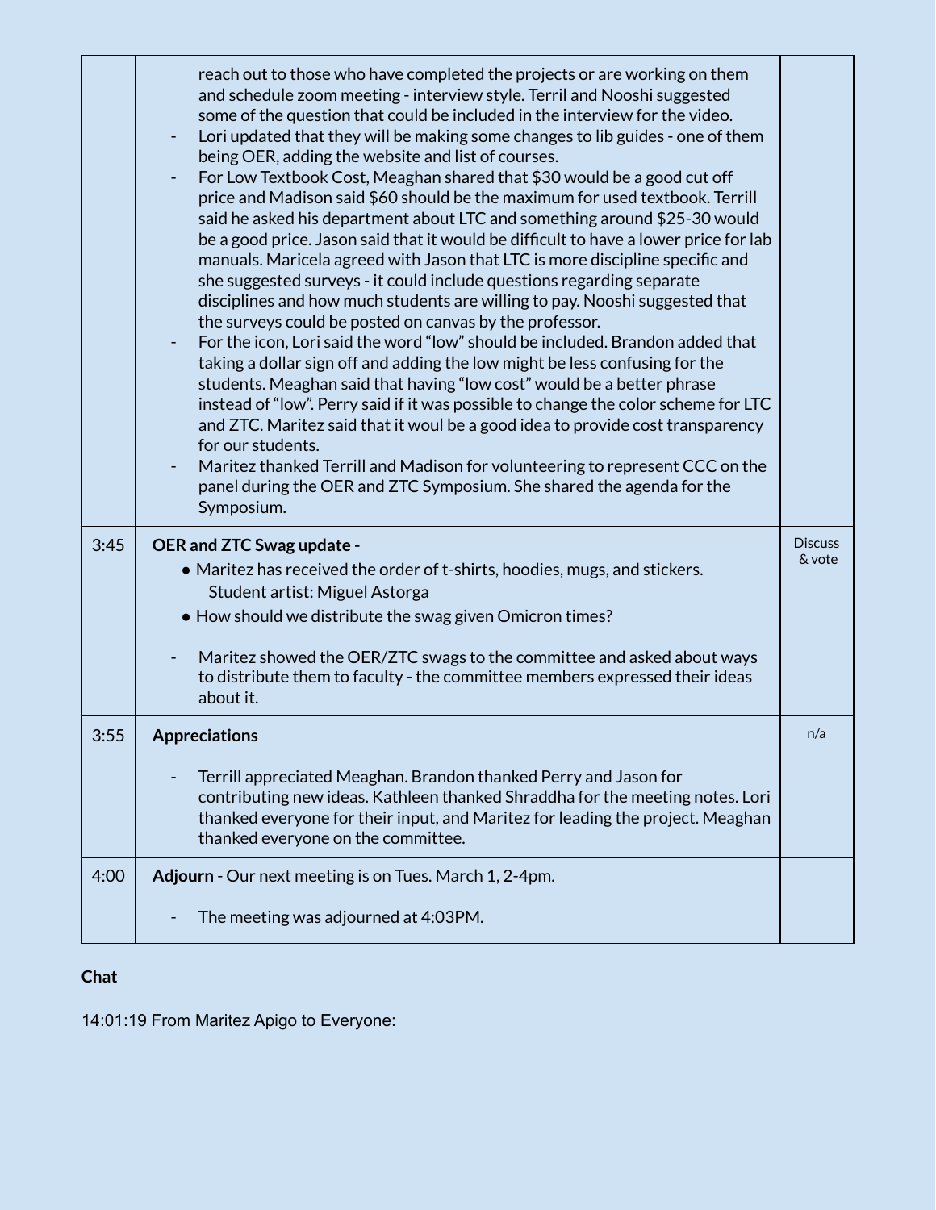| | | |
|---|---|---|
| | reach out to those who have completed the projects or are working on them and schedule zoom meeting - interview style. Terril and Nooshi suggested some of the question that could be included in the interview for the video.<br>- Lori updated that they will be making some changes to lib guides - one of them being OER, adding the website and list of courses.<br>- For Low Textbook Cost, Meaghan shared that $30 would be a good cut off price and Madison said $60 should be the maximum for used textbook. Terrill said he asked his department about LTC and something around $25-30 would be a good price. Jason said that it would be difficult to have a lower price for lab manuals. Maricela agreed with Jason that LTC is more discipline specific and she suggested surveys - it could include questions regarding separate disciplines and how much students are willing to pay. Nooshi suggested that the surveys could be posted on canvas by the professor.<br>- For the icon, Lori said the word "low" should be included. Brandon added that taking a dollar sign off and adding the low might be less confusing for the students. Meaghan said that having "low cost" would be a better phrase instead of "low". Perry said if it was possible to change the color scheme for LTC and ZTC. Maritez said that it woul be a good idea to provide cost transparency for our students.<br>- Maritez thanked Terrill and Madison for volunteering to represent CCC on the panel during the OER and ZTC Symposium. She shared the agenda for the Symposium. | |
| 3:45 | **OER and ZTC Swag update -**<br>• Maritez has received the order of t-shirts, hoodies, mugs, and stickers. Student artist: Miguel Astorga<br>• How should we distribute the swag given Omicron times?<br><br>- Maritez showed the OER/ZTC swags to the committee and asked about ways to distribute them to faculty - the committee members expressed their ideas about it. | Discuss & vote |
| 3:55 | **Appreciations**<br><br>- Terrill appreciated Meaghan. Brandon thanked Perry and Jason for contributing new ideas. Kathleen thanked Shraddha for the meeting notes. Lori thanked everyone for their input, and Maritez for leading the project. Meaghan thanked everyone on the committee. | n/a |
| 4:00 | **Adjourn** - Our next meeting is on Tues. March 1, 2-4pm.<br><br>- The meeting was adjourned at 4:03PM. | |

**Chat**

14:01:19 From Maritez Apigo to Everyone: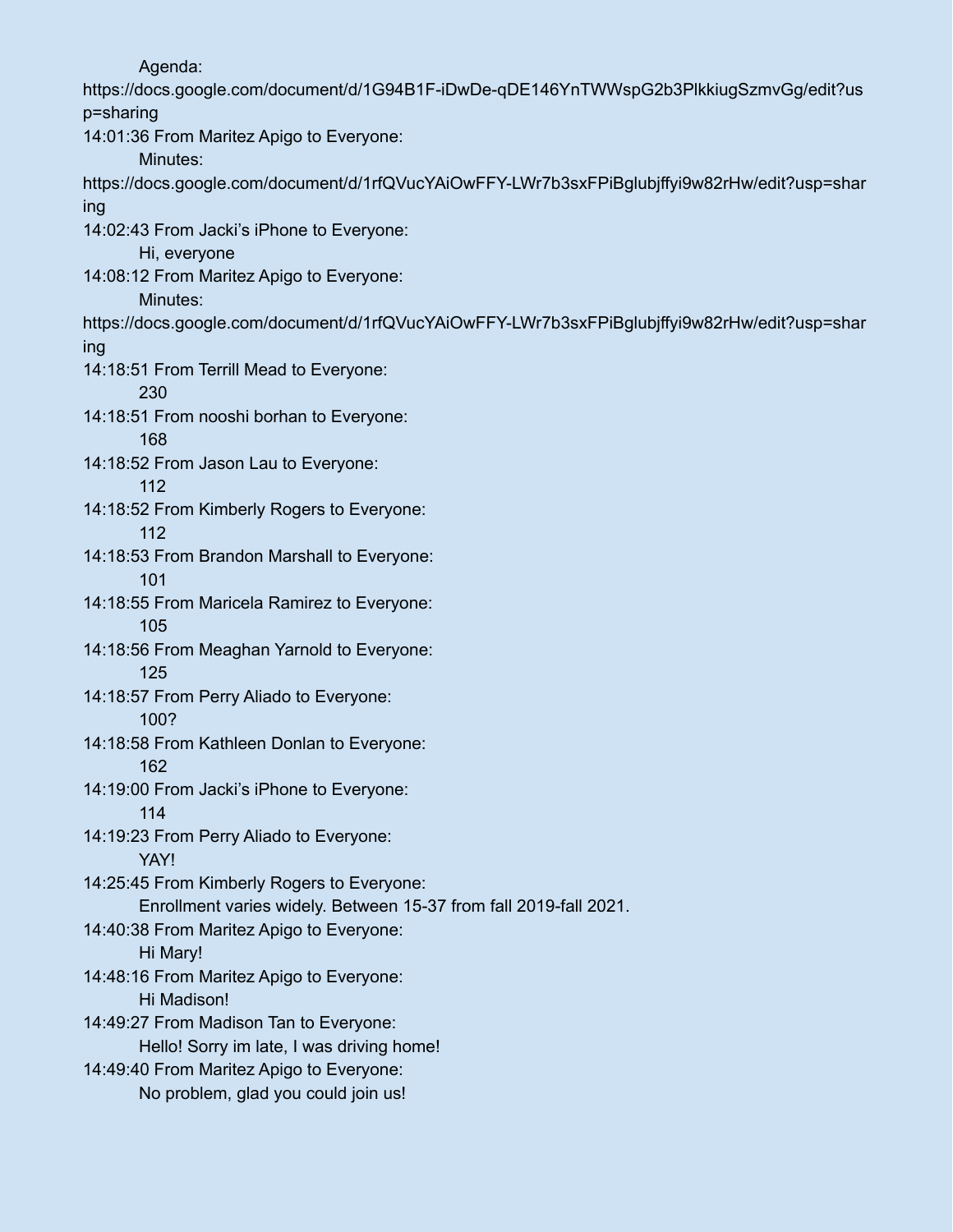Agenda:
https://docs.google.com/document/d/1G94B1F-iDwDe-qDE146YnTWWspG2b3PlkkiugSzmvGg/edit?usp=sharing

14:01:36 From Maritez Apigo to Everyone:
Minutes:
https://docs.google.com/document/d/1rfQVucYAiOwFFY-LWr7b3sxFPiBglubjffyi9w82rHw/edit?usp=sharing

14:02:43 From Jacki's iPhone to Everyone:
Hi, everyone

14:08:12 From Maritez Apigo to Everyone:
Minutes:
https://docs.google.com/document/d/1rfQVucYAiOwFFY-LWr7b3sxFPiBglubjffyi9w82rHw/edit?usp=sharing

14:18:51 From Terrill Mead to Everyone:
230

14:18:51 From nooshi borhan to Everyone:
168

14:18:52 From Jason Lau to Everyone:
112

14:18:52 From Kimberly Rogers to Everyone:
112

14:18:53 From Brandon Marshall to Everyone:
101

14:18:55 From Maricela Ramirez to Everyone:
105

14:18:56 From Meaghan Yarnold to Everyone:
125

14:18:57 From Perry Aliado to Everyone:
100?

14:18:58 From Kathleen Donlan to Everyone:
162

14:19:00 From Jacki's iPhone to Everyone:
114

14:19:23 From Perry Aliado to Everyone:
YAY!

14:25:45 From Kimberly Rogers to Everyone:
Enrollment varies widely. Between 15-37 from fall 2019-fall 2021.

14:40:38 From Maritez Apigo to Everyone:
Hi Mary!

14:48:16 From Maritez Apigo to Everyone:
Hi Madison!

14:49:27 From Madison Tan to Everyone:
Hello! Sorry im late, I was driving home!

14:49:40 From Maritez Apigo to Everyone:
No problem, glad you could join us!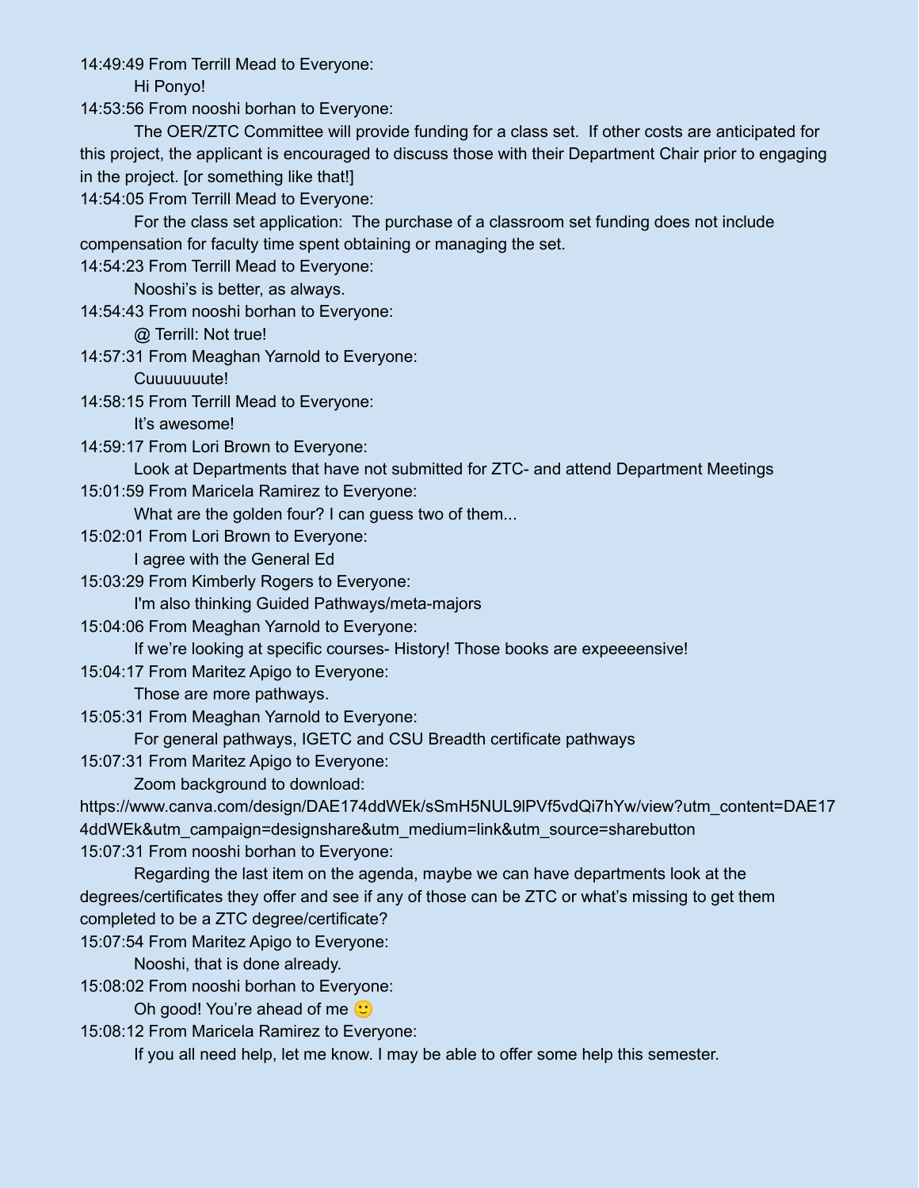14:49:49 From Terrill Mead to Everyone:

Hi Ponyo!

14:53:56 From nooshi borhan to Everyone:

The OER/ZTC Committee will provide funding for a class set. If other costs are anticipated for this project, the applicant is encouraged to discuss those with their Department Chair prior to engaging in the project. [or something like that!]

14:54:05 From Terrill Mead to Everyone:

For the class set application: The purchase of a classroom set funding does not include compensation for faculty time spent obtaining or managing the set.

14:54:23 From Terrill Mead to Everyone:

Nooshi's is better, as always.

14:54:43 From nooshi borhan to Everyone:

@ Terrill: Not true!

14:57:31 From Meaghan Yarnold to Everyone:

Cuuuuuuute!

14:58:15 From Terrill Mead to Everyone:

It's awesome!

14:59:17 From Lori Brown to Everyone:

Look at Departments that have not submitted for ZTC- and attend Department Meetings

15:01:59 From Maricela Ramirez to Everyone:

What are the golden four? I can guess two of them...

15:02:01 From Lori Brown to Everyone:

I agree with the General Ed

15:03:29 From Kimberly Rogers to Everyone:

I'm also thinking Guided Pathways/meta-majors

15:04:06 From Meaghan Yarnold to Everyone:

If we're looking at specific courses- History! Those books are expeeeensive!

15:04:17 From Maritez Apigo to Everyone:

Those are more pathways.

15:05:31 From Meaghan Yarnold to Everyone:

For general pathways, IGETC and CSU Breadth certificate pathways

15:07:31 From Maritez Apigo to Everyone:

Zoom background to download:
https://www.canva.com/design/DAE174ddWEk/sSmH5NUL9lPVf5vdQi7hYw/view?utm_content=DAE174ddWEk&utm_campaign=designshare&utm_medium=link&utm_source=sharebutton

15:07:31 From nooshi borhan to Everyone:

Regarding the last item on the agenda, maybe we can have departments look at the degrees/certificates they offer and see if any of those can be ZTC or what's missing to get them completed to be a ZTC degree/certificate?

15:07:54 From Maritez Apigo to Everyone:

Nooshi, that is done already.

15:08:02 From nooshi borhan to Everyone:

Oh good! You're ahead of me 🙂

15:08:12 From Maricela Ramirez to Everyone:

If you all need help, let me know. I may be able to offer some help this semester.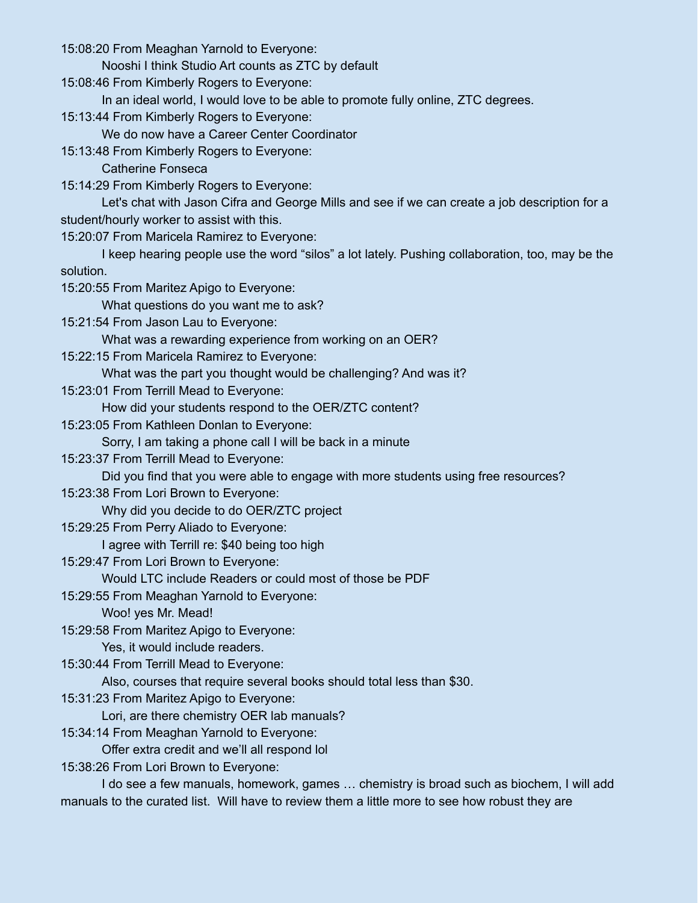15:08:20 From Meaghan Yarnold to Everyone:

Nooshi I think Studio Art counts as ZTC by default

15:08:46 From Kimberly Rogers to Everyone:

In an ideal world, I would love to be able to promote fully online, ZTC degrees.

15:13:44 From Kimberly Rogers to Everyone:

We do now have a Career Center Coordinator

15:13:48 From Kimberly Rogers to Everyone:

Catherine Fonseca

15:14:29 From Kimberly Rogers to Everyone:

Let's chat with Jason Cifra and George Mills and see if we can create a job description for a student/hourly worker to assist with this.

15:20:07 From Maricela Ramirez to Everyone:

I keep hearing people use the word “silos” a lot lately. Pushing collaboration, too, may be the solution.

15:20:55 From Maritez Apigo to Everyone:

What questions do you want me to ask?

15:21:54 From Jason Lau to Everyone:

What was a rewarding experience from working on an OER?

15:22:15 From Maricela Ramirez to Everyone:

What was the part you thought would be challenging? And was it?

15:23:01 From Terrill Mead to Everyone:

How did your students respond to the OER/ZTC content?

15:23:05 From Kathleen Donlan to Everyone:

Sorry, I am taking a phone call I will be back in a minute

15:23:37 From Terrill Mead to Everyone:

Did you find that you were able to engage with more students using free resources?

15:23:38 From Lori Brown to Everyone:

Why did you decide to do OER/ZTC project

15:29:25 From Perry Aliado to Everyone:

I agree with Terrill re: $40 being too high

15:29:47 From Lori Brown to Everyone:

Would LTC include Readers or could most of those be PDF

15:29:55 From Meaghan Yarnold to Everyone:

Woo! yes Mr. Mead!

15:29:58 From Maritez Apigo to Everyone:

Yes, it would include readers.

15:30:44 From Terrill Mead to Everyone:

Also, courses that require several books should total less than $30.

15:31:23 From Maritez Apigo to Everyone:

Lori, are there chemistry OER lab manuals?

15:34:14 From Meaghan Yarnold to Everyone:

Offer extra credit and we’ll all respond lol

15:38:26 From Lori Brown to Everyone:

I do see a few manuals, homework, games … chemistry is broad such as biochem, I will add manuals to the curated list. Will have to review them a little more to see how robust they are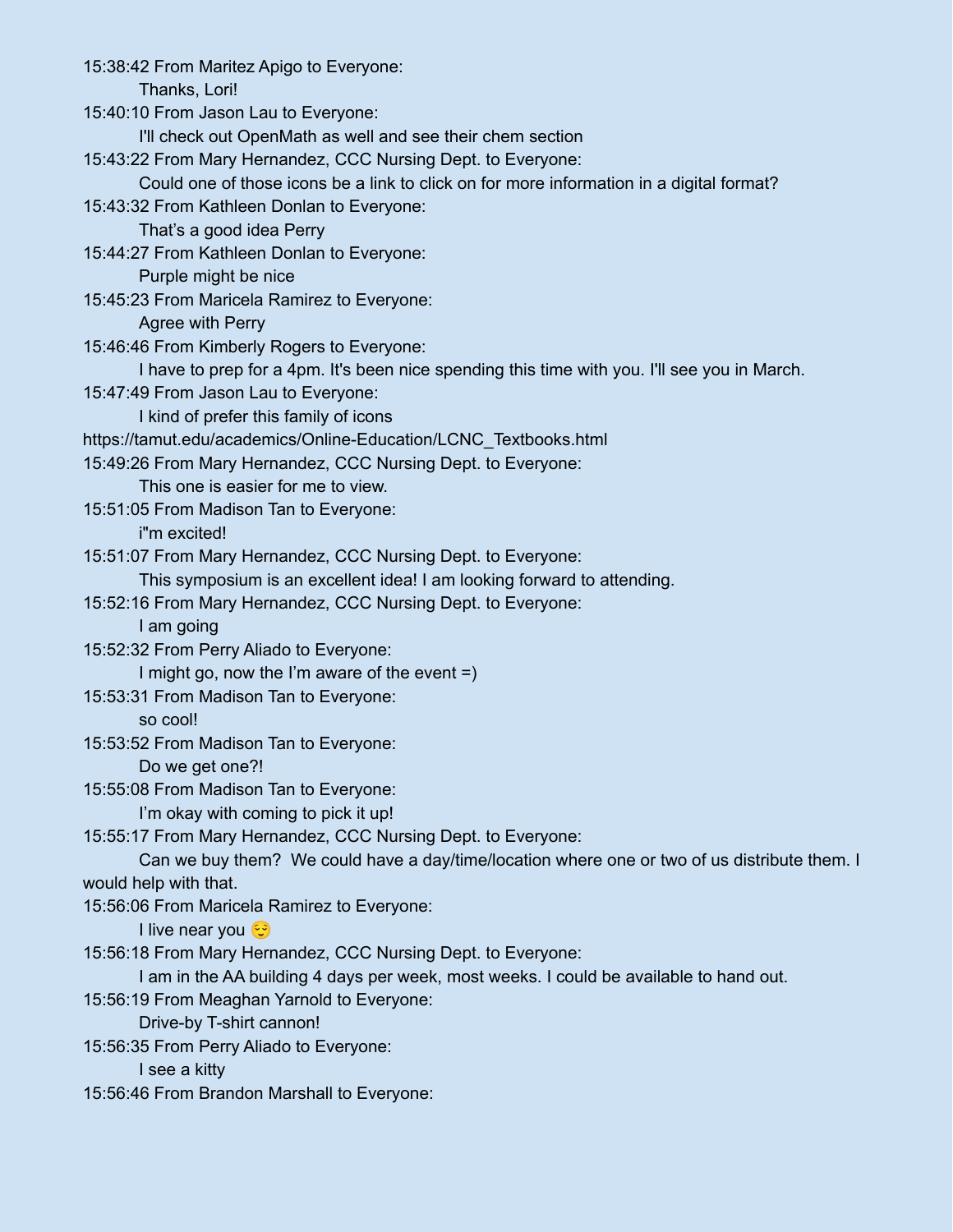15:38:42 From Maritez Apigo to Everyone:
    Thanks, Lori!
15:40:10 From Jason Lau to Everyone:
    I'll check out OpenMath as well and see their chem section
15:43:22 From Mary Hernandez, CCC Nursing Dept. to Everyone:
    Could one of those icons be a link to click on for more information in a digital format?
15:43:32 From Kathleen Donlan to Everyone:
    That's a good idea Perry
15:44:27 From Kathleen Donlan to Everyone:
    Purple might be nice
15:45:23 From Maricela Ramirez to Everyone:
    Agree with Perry
15:46:46 From Kimberly Rogers to Everyone:
    I have to prep for a 4pm. It's been nice spending this time with you. I'll see you in March.
15:47:49 From Jason Lau to Everyone:
    I kind of prefer this family of icons
https://tamut.edu/academics/Online-Education/LCNC_Textbooks.html
15:49:26 From Mary Hernandez, CCC Nursing Dept. to Everyone:
    This one is easier for me to view.
15:51:05 From Madison Tan to Everyone:
    i"m excited!
15:51:07 From Mary Hernandez, CCC Nursing Dept. to Everyone:
    This symposium is an excellent idea! I am looking forward to attending.
15:52:16 From Mary Hernandez, CCC Nursing Dept. to Everyone:
    I am going
15:52:32 From Perry Aliado to Everyone:
    I might go, now the I'm aware of the event =)
15:53:31 From Madison Tan to Everyone:
    so cool!
15:53:52 From Madison Tan to Everyone:
    Do we get one?!
15:55:08 From Madison Tan to Everyone:
    I'm okay with coming to pick it up!
15:55:17 From Mary Hernandez, CCC Nursing Dept. to Everyone:
    Can we buy them? We could have a day/time/location where one or two of us distribute them. I would help with that.
15:56:06 From Maricela Ramirez to Everyone:
    I live near you 😌
15:56:18 From Mary Hernandez, CCC Nursing Dept. to Everyone:
    I am in the AA building 4 days per week, most weeks. I could be available to hand out.
15:56:19 From Meaghan Yarnold to Everyone:
    Drive-by T-shirt cannon!
15:56:35 From Perry Aliado to Everyone:
    I see a kitty
15:56:46 From Brandon Marshall to Everyone: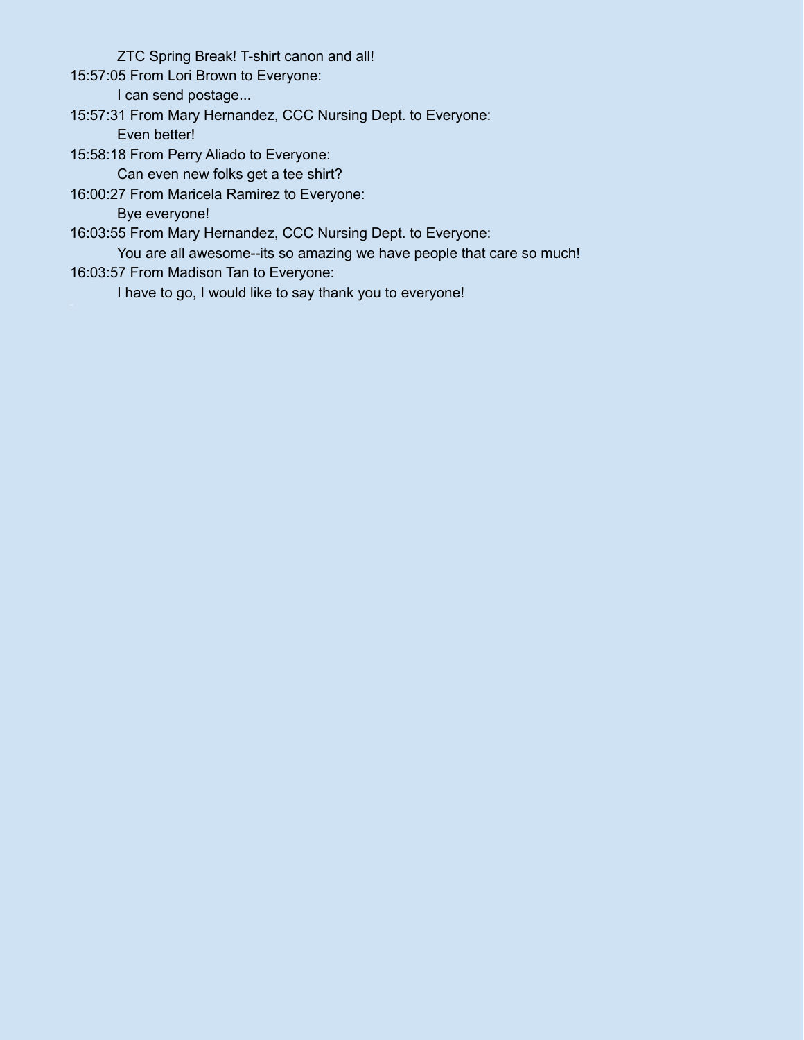ZTC Spring Break! T-shirt canon and all!

15:57:05 From Lori Brown to Everyone:

I can send postage...

15:57:31 From Mary Hernandez, CCC Nursing Dept. to Everyone:

Even better!

15:58:18 From Perry Aliado to Everyone:

Can even new folks get a tee shirt?

16:00:27 From Maricela Ramirez to Everyone:

Bye everyone!

16:03:55 From Mary Hernandez, CCC Nursing Dept. to Everyone:

You are all awesome--its so amazing we have people that care so much!

16:03:57 From Madison Tan to Everyone:

I have to go, I would like to say thank you to everyone!